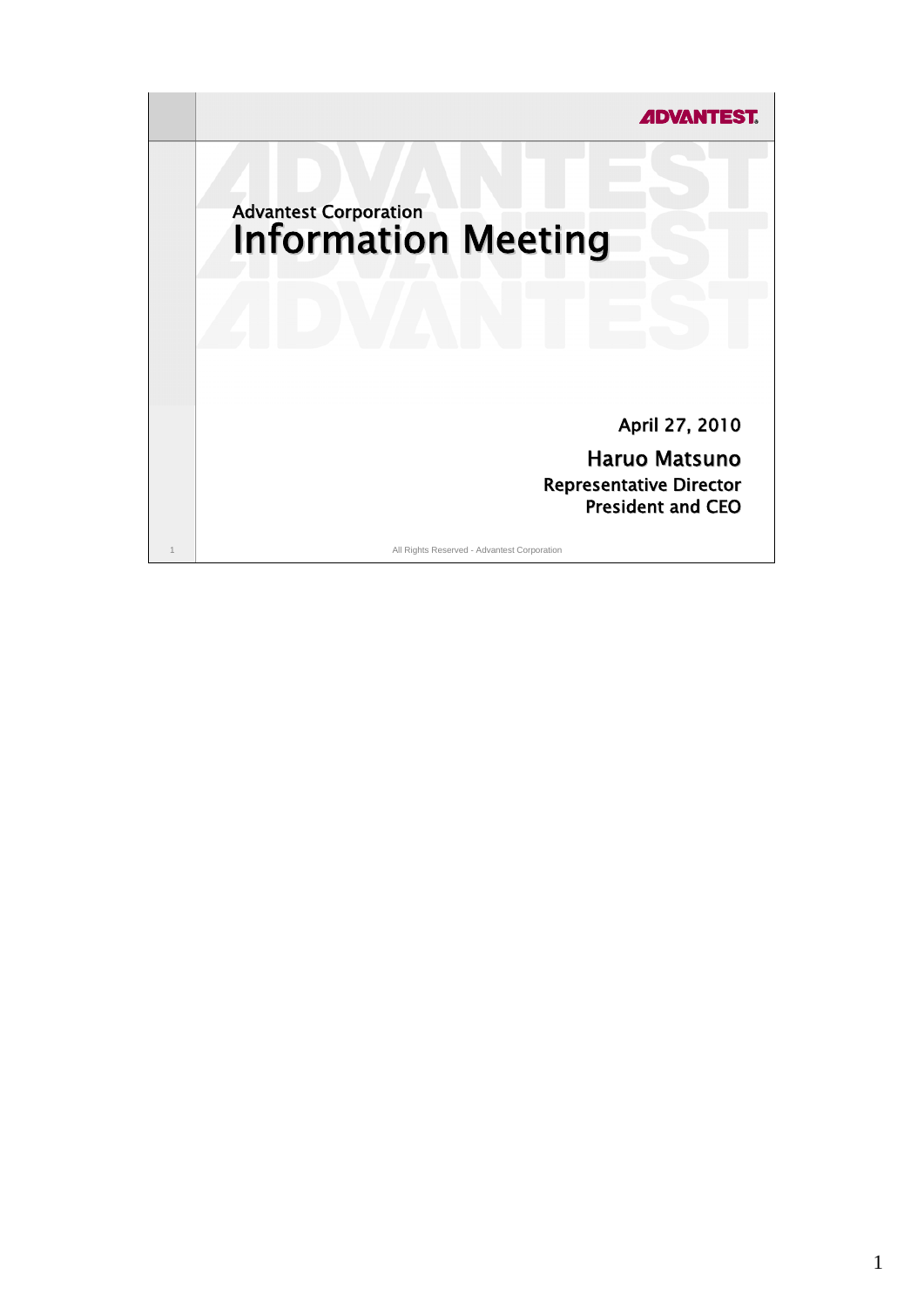ADVANTEST

Advantest Corporation

# Information Meeting

April 27, 2010

**Haruo Matsuno**
**Representative Director**
**President and CEO**

All Rights Reserved - Advantest Corporation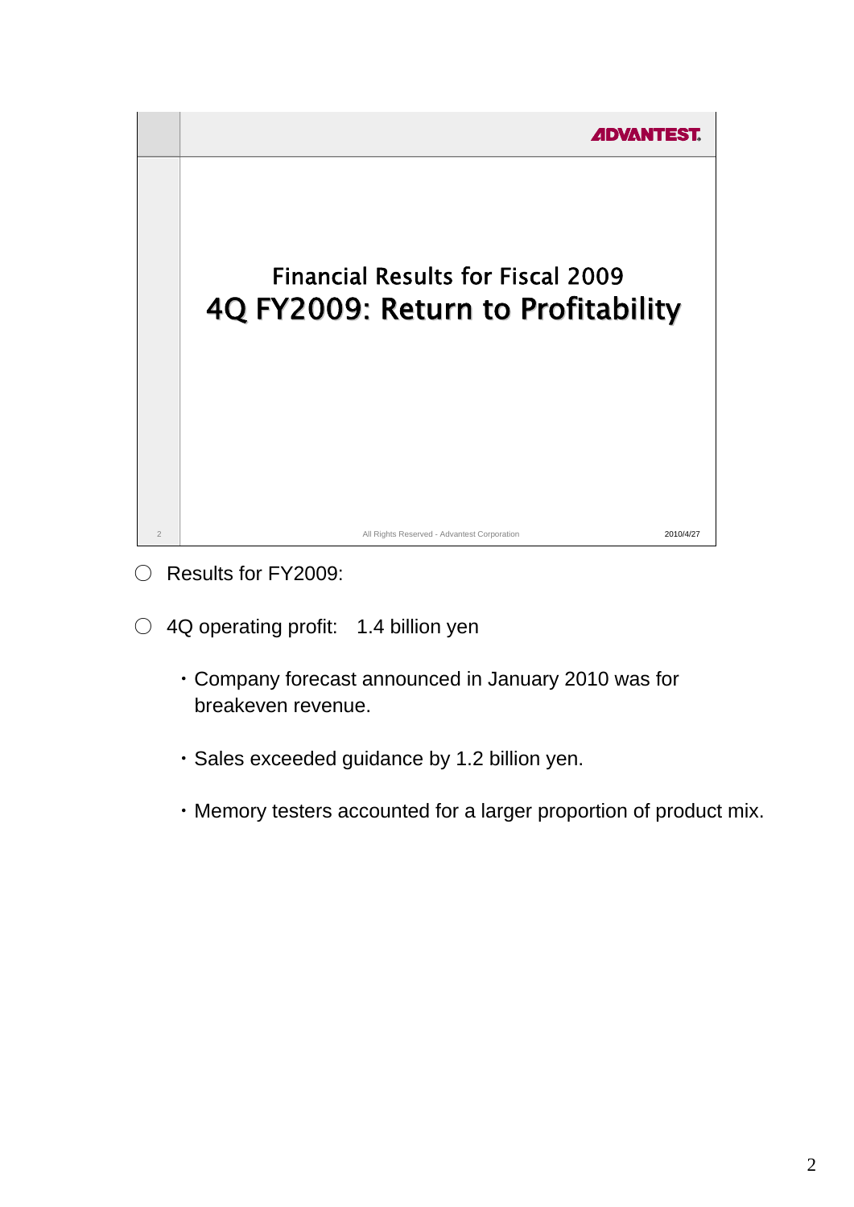ADVANTEST.

Financial Results for Fiscal 2009

## 4Q FY2009: Return to Profitability

All Rights Reserved - Advantest Corporation

2010/4/27

○ Results for FY2009:

○ 4Q operating profit: 1.4 billion yen

- ・Company forecast announced in January 2010 was for breakeven revenue.
- ・Sales exceeded guidance by 1.2 billion yen.
- ・Memory testers accounted for a larger proportion of product mix.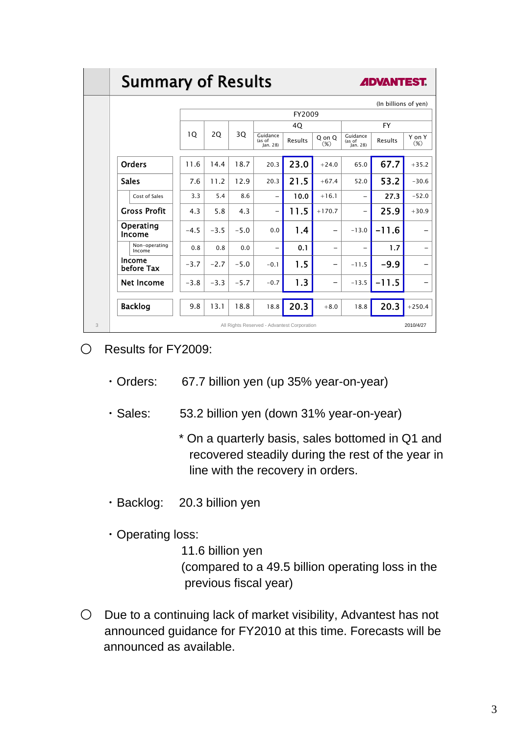## Summary of Results

ADVANTEST.

(In billions of yen)

| | FY2009 | | | | | | | | |
|---|---|---|---|---|---|---|---|---|---|
| | 1Q | 2Q | 3Q | 4Q | | | FY | | |
| | | | | Guidance (as of Jan. 28) | Results | Q on Q (%) | Guidance (as of Jan. 28) | Results | Y on Y (%) |
| **Orders** | 11.6 | 14.4 | 18.7 | 20.3 | 23.0 | +24.0 | 65.0 | 67.7 | +35.2 |
| **Sales** | 7.6 | 11.2 | 12.9 | 20.3 | 21.5 | +67.4 | 52.0 | 53.2 | −30.6 |
| Cost of Sales | 3.3 | 5.4 | 8.6 | − | 10.0 | +16.1 | − | 27.3 | −52.0 |
| **Gross Profit** | 4.3 | 5.8 | 4.3 | − | 11.5 | +170.7 | − | 25.9 | +30.9 |
| **Operating Income** | −4.5 | −3.5 | −5.0 | 0.0 | 1.4 | − | −13.0 | −11.6 | − |
| Non-operating Income | 0.8 | 0.8 | 0.0 | − | 0.1 | − | − | 1.7 | − |
| **Income before Tax** | −3.7 | −2.7 | −5.0 | −0.1 | 1.5 | − | −11.5 | −9.9 | − |
| **Net Income** | −3.8 | −3.3 | −5.7 | −0.7 | 1.3 | − | −13.5 | −11.5 | − |
| **Backlog** | 9.8 | 13.1 | 18.8 | 18.8 | 20.3 | +8.0 | 18.8 | 20.3 | +250.4 |

All Rights Reserved - Advantest Corporation

2010/4/27

○ Results for FY2009:

・Orders: 67.7 billion yen (up 35% year-on-year)

・Sales: 53.2 billion yen (down 31% year-on-year)

* On a quarterly basis, sales bottomed in Q1 and recovered steadily during the rest of the year in line with the recovery in orders.

・Backlog: 20.3 billion yen

・Operating loss:
11.6 billion yen
(compared to a 49.5 billion operating loss in the previous fiscal year)

○ Due to a continuing lack of market visibility, Advantest has not announced guidance for FY2010 at this time. Forecasts will be announced as available.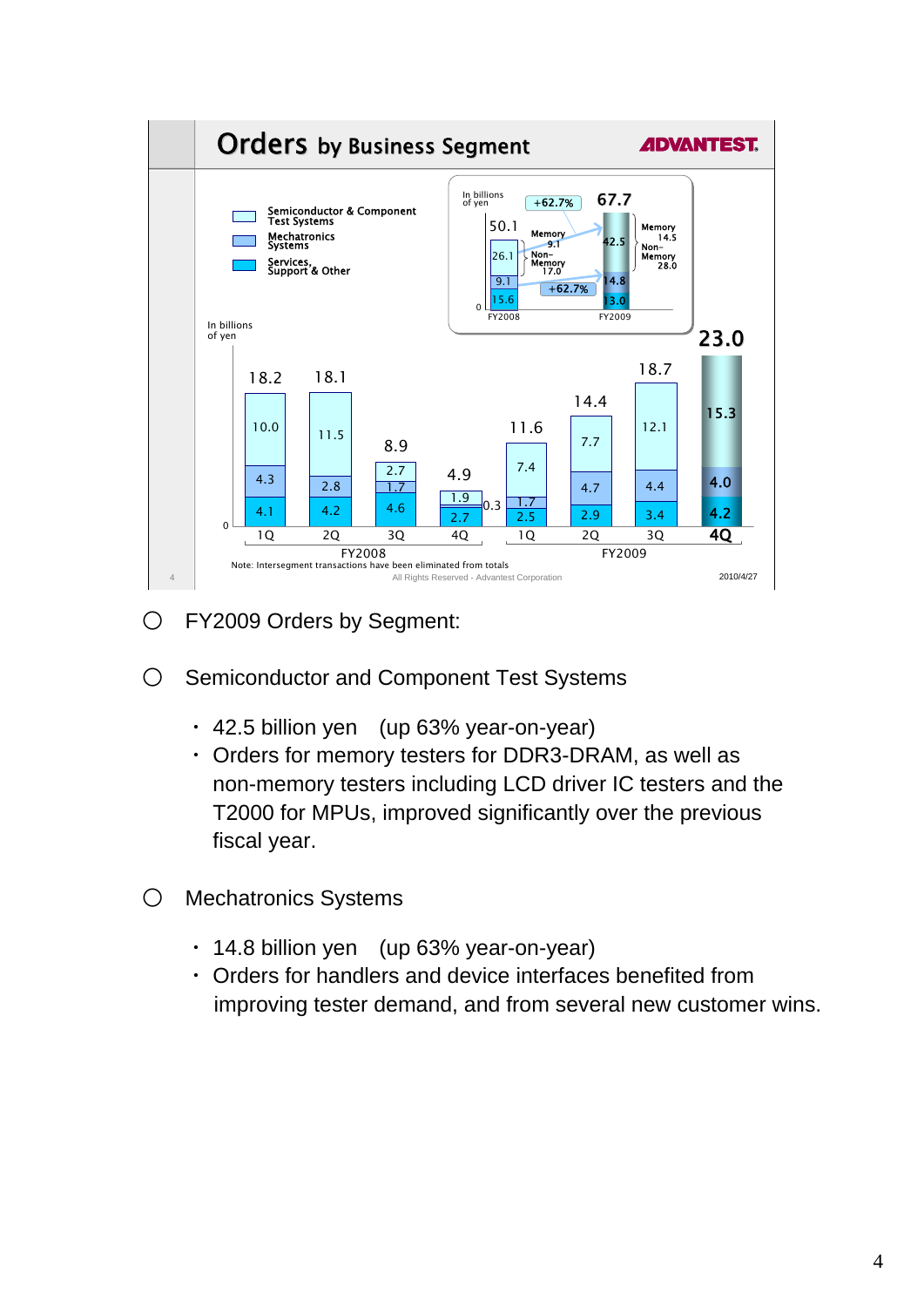## Orders by Business Segment

ADVANTEST

In billions of yen

| | FY2008 | | | | FY2009 | | | |
|---|---|---|---|---|---|---|---|---|
| | 1Q | 2Q | 3Q | 4Q | 1Q | 2Q | 3Q | 4Q |
| Semiconductor & Component Test Systems | 10.0 | 11.5 | 2.7 | 0.3 | 7.4 | 7.7 | 12.1 | 15.3 |
| Mechatronics Systems | 4.3 | 2.8 | 1.7 | 1.9 | 1.7 | 4.7 | 4.4 | 4.0 |
| Services, Support & Other | 4.1 | 4.2 | 4.6 | 2.7 | 2.5 | 2.9 | 3.4 | 4.2 |
| Total | 18.2 | 18.1 | 8.9 | 4.9 | 11.6 | 14.4 | 18.7 | 23.0 |

In billions of yen

| | FY2008 | FY2009 | Change |
|---|---|---|---|
| Semiconductor & Component Test Systems | 26.1 (Memory 9.1, Non-Memory 17.0) | 42.5 (Memory 14.5, Non-Memory 28.0) | +62.7% |
| Mechatronics Systems | 9.1 | 14.8 | +62.7% |
| Services, Support & Other | 15.6 | 13.0 | |
| Total | 50.1 | 67.7 | |

Note: Intersegment transactions have been eliminated from totals

All Rights Reserved - Advantest Corporation

2010/4/27

○ FY2009 Orders by Segment:

○ Semiconductor and Component Test Systems

- 42.5 billion yen (up 63% year-on-year)
- Orders for memory testers for DDR3-DRAM, as well as non-memory testers including LCD driver IC testers and the T2000 for MPUs, improved significantly over the previous fiscal year.

○ Mechatronics Systems

- 14.8 billion yen (up 63% year-on-year)
- Orders for handlers and device interfaces benefited from improving tester demand, and from several new customer wins.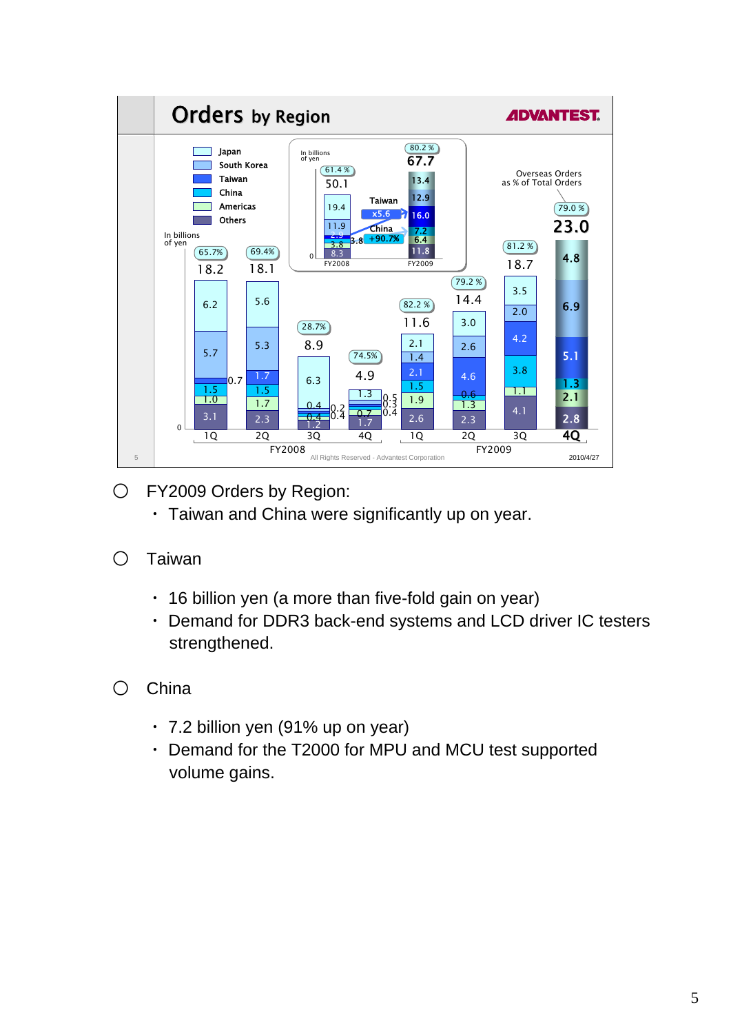# Orders by Region

In billions of yen

| | FY2008 1Q | FY2008 2Q | FY2008 3Q | FY2008 4Q | FY2009 1Q | FY2009 2Q | FY2009 3Q | FY2009 4Q |
|---|---|---|---|---|---|---|---|---|
| Japan | 6.2 | 5.6 | 6.3 | 1.3 | 2.1 | 3.0 | 3.5 | 4.8 |
| South Korea | 5.7 | 5.3 | 0.4 | 0.5 | 1.4 | 2.6 | 2.0 | 6.9 |
| Taiwan | 0.7 | 1.7 | 0.2 | 0.3 | 2.1 | 4.6 | 4.2 | 5.1 |
| China | 1.5 | 1.5 | 0.4 | 0.4 | 1.5 | 0.6 | 3.8 | 1.3 |
| Americas | 1.0 | 1.7 | 0.4 | 0.7 | 1.9 | 1.3 | 1.1 | 2.1 |
| Others | 3.1 | 2.3 | 1.2 | 1.7 | 2.6 | 2.3 | 4.1 | 2.8 |
| Total | 18.2 | 18.1 | 8.9 | 4.9 | 11.6 | 14.4 | 18.7 | 23.0 |
| Overseas Orders as % of Total Orders | 65.7% | 69.4% | 28.7% | 74.5% | 82.2 % | 79.2 % | 81.2 % | 79.0 % |

In billions of yen

| | FY2008 | FY2009 |
|---|---|---|
| Japan | 19.4 | 13.4 |
| South Korea | 11.9 | 12.9 |
| Taiwan | 2.9 | 16.0 (x5.6) |
| China | 3.8 | 7.2 (+90.7%) |
| Americas | 3.8 | 6.4 |
| Others | 8.3 | 11.8 |
| Total | 50.1 | 67.7 |
| Overseas Orders as % of Total Orders | 61.4 % | 80.2 % |

All Rights Reserved - Advantest Corporation

2010/4/27

- FY2009 Orders by Region:
  - Taiwan and China were significantly up on year.

- Taiwan
  - 16 billion yen (a more than five-fold gain on year)
  - Demand for DDR3 back-end systems and LCD driver IC testers strengthened.

- China
  - 7.2 billion yen (91% up on year)
  - Demand for the T2000 for MPU and MCU test supported volume gains.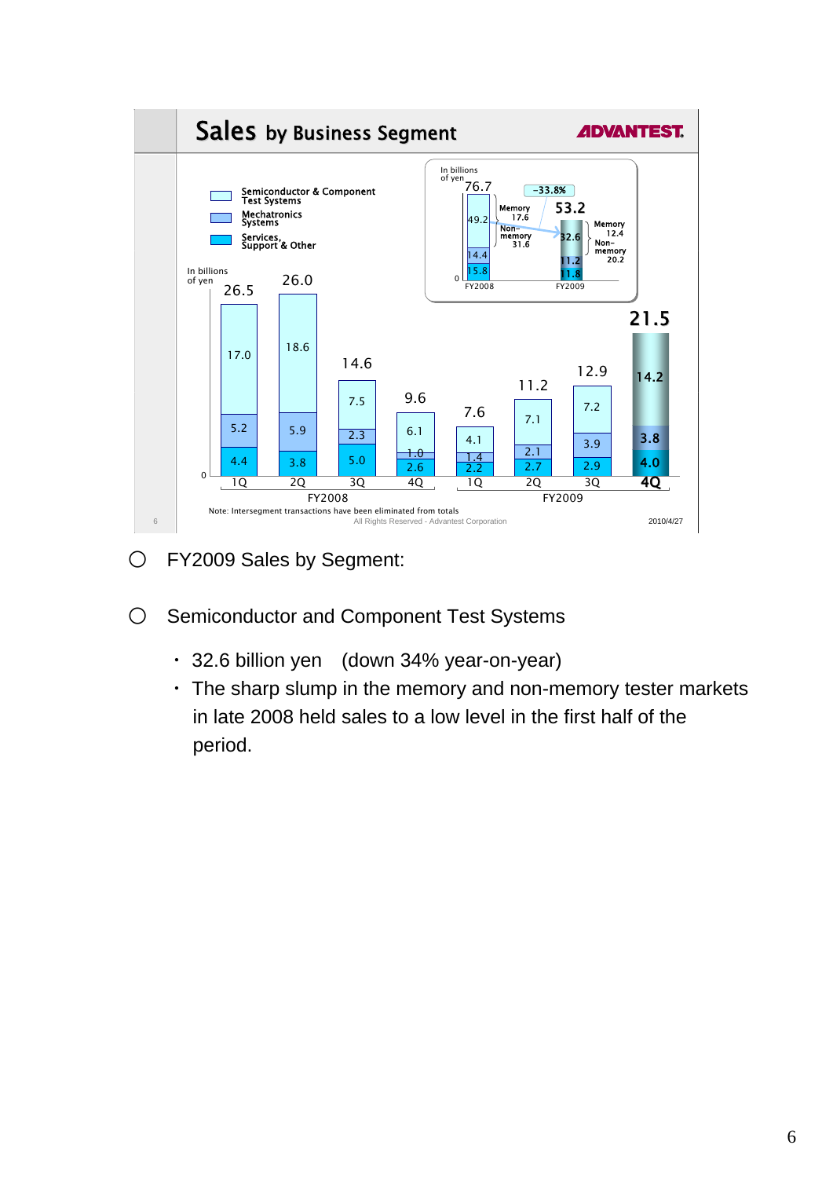## Sales by Business Segment

ADVANTEST

(In billions of yen)

| | FY2008 1Q | FY2008 2Q | FY2008 3Q | FY2008 4Q | FY2009 1Q | FY2009 2Q | FY2009 3Q | FY2009 4Q |
|---|---|---|---|---|---|---|---|---|
| Semiconductor & Component Test Systems | 17.0 | 18.6 | 7.5 | 6.1 | 4.1 | 7.1 | 7.2 | 14.2 |
| Mechatronics Systems | 5.2 | 5.9 | 2.3 | 1.0 | 1.4 | 2.1 | 3.9 | 3.8 |
| Services, Support & Other | 4.4 | 3.8 | 5.0 | 2.6 | 2.2 | 2.7 | 2.9 | 4.0 |
| Total | 26.5 | 26.0 | 14.6 | 9.6 | 7.6 | 11.2 | 12.9 | 21.5 |

(In billions of yen)

| | FY2008 | FY2009 |
|---|---|---|
| Semiconductor & Component Test Systems | 49.2 (Memory 17.6, Non-memory 31.6) | 32.6 (Memory 12.4, Non-memory 20.2) |
| Mechatronics Systems | 14.4 | 11.2 |
| Services, Support & Other | 15.8 | 11.8 |
| Total | 76.7 | 53.2 (-33.8%) |

Note: Intersegment transactions have been eliminated from totals

All Rights Reserved - Advantest Corporation

2010/4/27

- FY2009 Sales by Segment:

- Semiconductor and Component Test Systems
  - 32.6 billion yen (down 34% year-on-year)
  - The sharp slump in the memory and non-memory tester markets in late 2008 held sales to a low level in the first half of the period.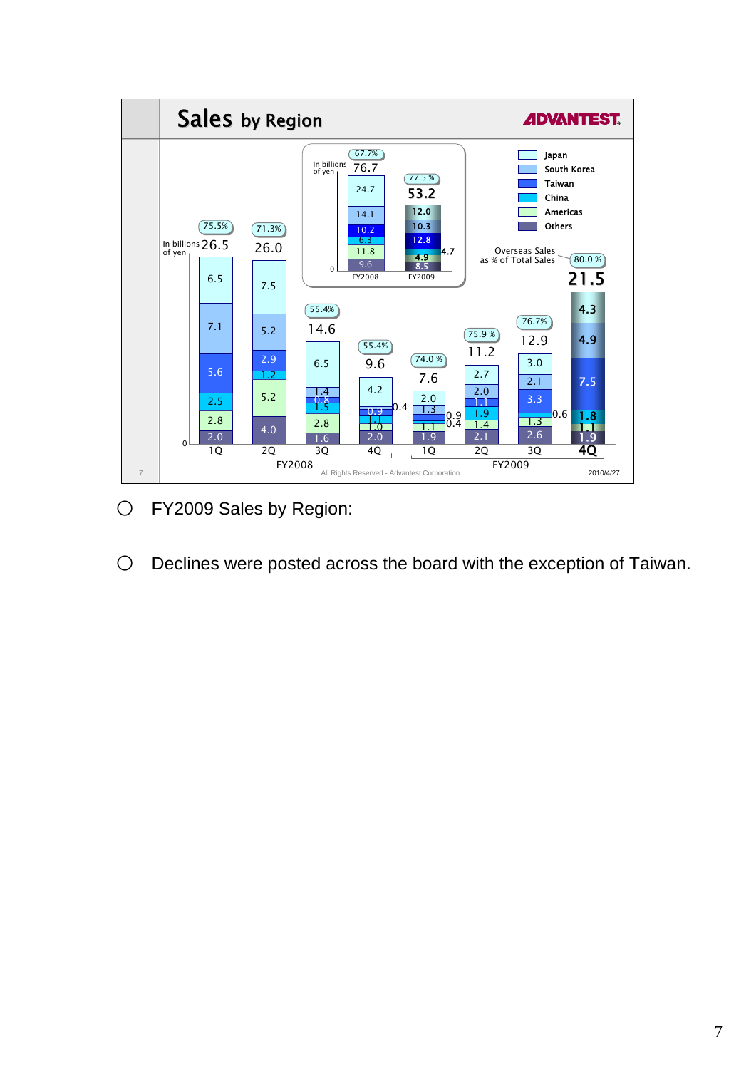## Sales by Region

ADVANTEST

In billions of yen

| | Overseas Sales as % of Total Sales | Total | Japan | South Korea | Taiwan | China | Americas | Others |
|---|---|---|---|---|---|---|---|---|
| FY2008 | 67.7% | 76.7 | 24.7 | 14.1 | 10.2 | 6.3 | 11.8 | 9.6 |
| FY2009 | 77.5 % | 53.2 | 12.0 | 10.3 | 12.8 | 4.7 | 4.9 | 8.5 |
| FY2008 1Q | 75.5% | 26.5 | 6.5 | 7.1 | 5.6 | 2.5 | 2.8 | 2.0 |
| FY2008 2Q | 71.3% | 26.0 | 7.5 | 5.2 | 2.9 | 1.2 | 5.2 | 4.0 |
| FY2008 3Q | 55.4% | 14.6 | 6.5 | 1.4 | 0.8 | 1.5 | 2.8 | 1.6 |
| FY2008 4Q | 55.4% | 9.6 | 4.2 | 0.4 | 0.9 | 1.1 | 1.0 | 2.0 |
| FY2009 1Q | 74.0 % | 7.6 | 2.0 | 1.3 | 0.9 | 0.4 | 1.1 | 1.9 |
| FY2009 2Q | 75.9 % | 11.2 | 2.7 | 2.0 | 1.1 | 1.9 | 1.4 | 2.1 |
| FY2009 3Q | 76.7% | 12.9 | 3.0 | 2.1 | 3.3 | 0.6 | 1.3 | 2.6 |
| FY2009 4Q | 80.0 % | 21.5 | 4.3 | 4.9 | 7.5 | 1.8 | 1.1 | 1.9 |

All Rights Reserved - Advantest Corporation

2010/4/27

- FY2009 Sales by Region:
- Declines were posted across the board with the exception of Taiwan.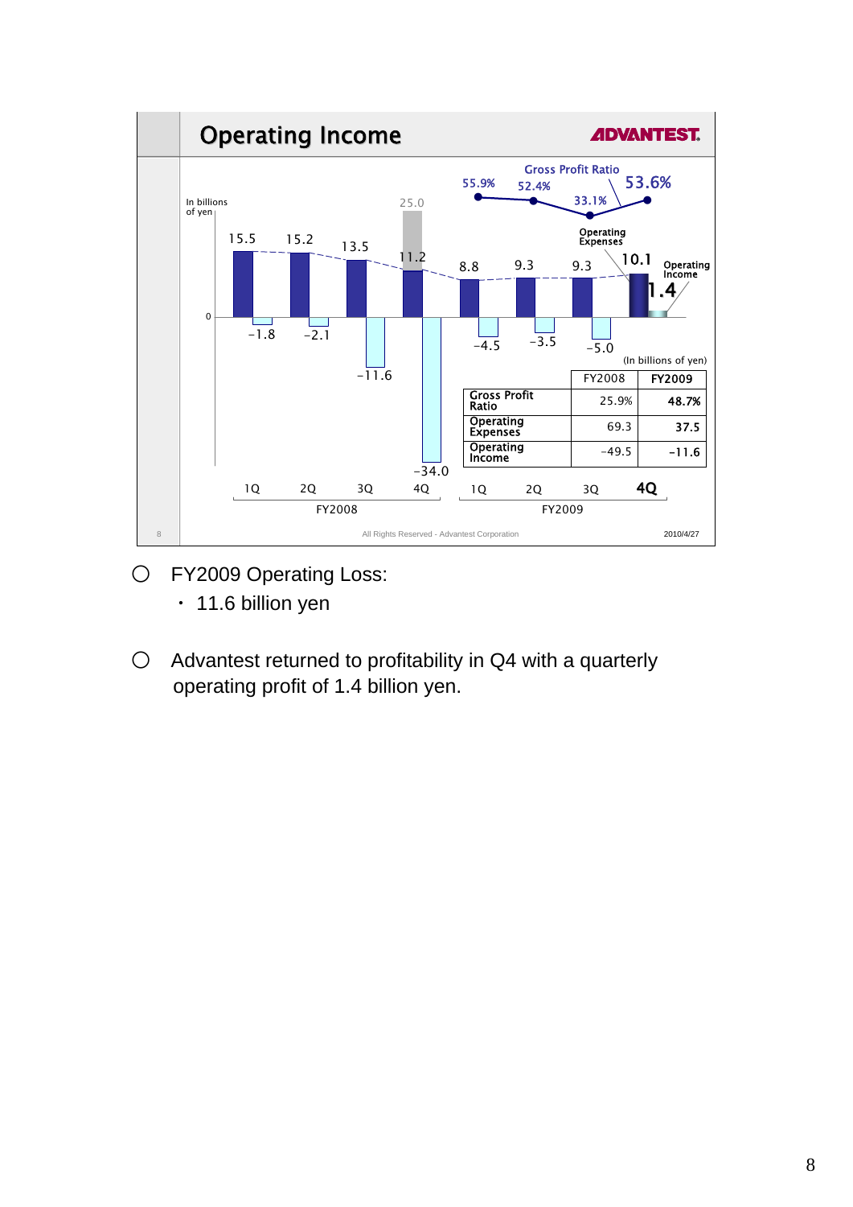## Operating Income

ADVANTEST

In billions of yen

| | FY2008 1Q | FY2008 2Q | FY2008 3Q | FY2008 4Q | FY2009 1Q | FY2009 2Q | FY2009 3Q | FY2009 4Q |
|---|---|---|---|---|---|---|---|---|
| Operating Expenses | 15.5 | 15.2 | 13.5 | 11.2 (25.0) | 8.8 | 9.3 | 9.3 | 10.1 |
| Operating Income | -1.8 | -2.1 | -11.6 | -34.0 | -4.5 | -3.5 | -5.0 | 1.4 |
| Gross Profit Ratio | | | | | 55.9% | 52.4% | 33.1% | 53.6% |

(In billions of yen)

| | FY2008 | FY2009 |
|---|---|---|
| Gross Profit Ratio | 25.9% | **48.7%** |
| Operating Expenses | 69.3 | **37.5** |
| Operating Income | -49.5 | **-11.6** |

All Rights Reserved - Advantest Corporation

2010/4/27

- FY2009 Operating Loss:
  - 11.6 billion yen

- Advantest returned to profitability in Q4 with a quarterly operating profit of 1.4 billion yen.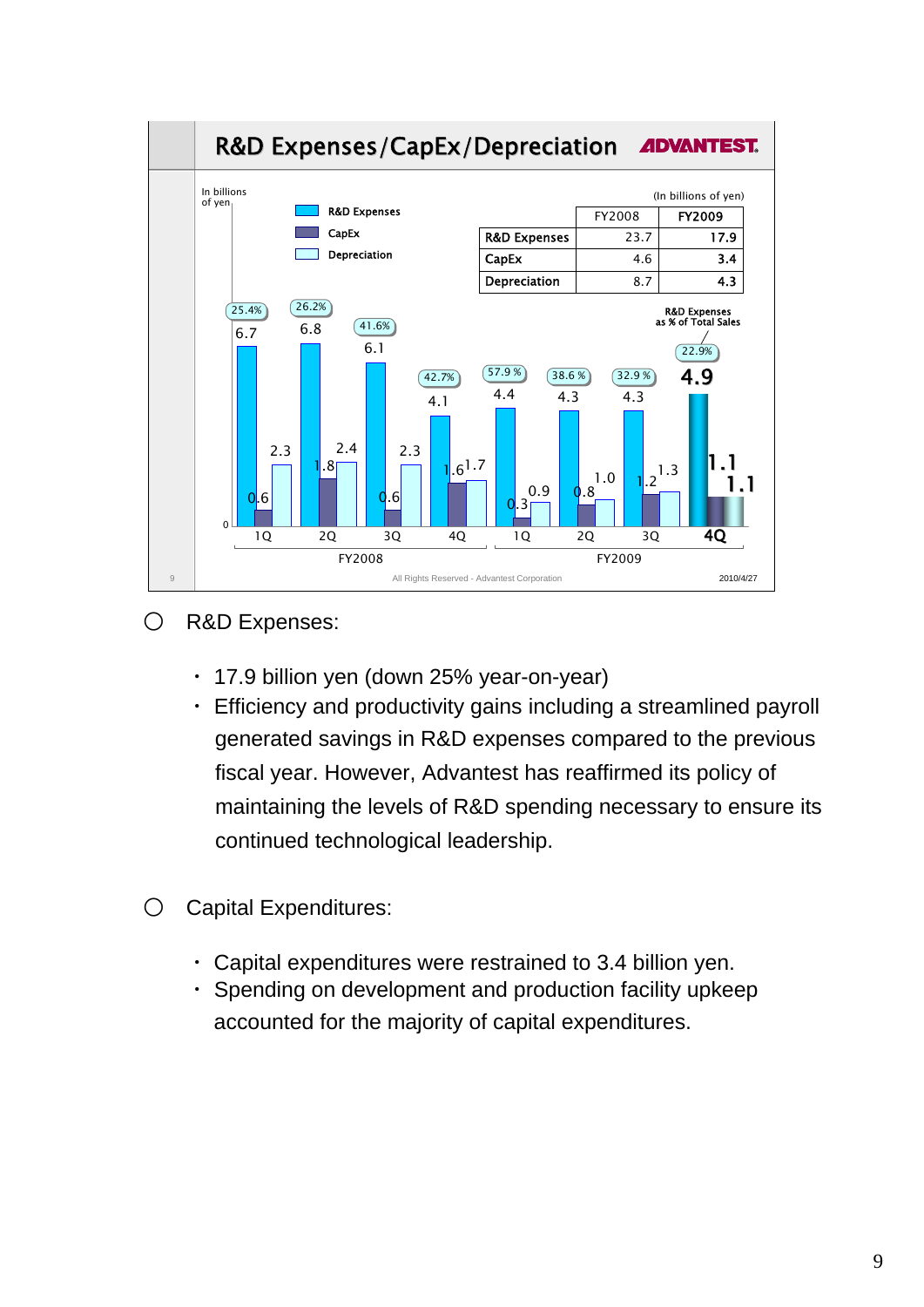## R&D Expenses/CapEx/Depreciation

(In billions of yen)

| | FY2008 | FY2009 |
|---|---|---|
| R&D Expenses | 23.7 | 17.9 |
| CapEx | 4.6 | 3.4 |
| Depreciation | 8.7 | 4.3 |

In billions of yen

| | FY2008 1Q | FY2008 2Q | FY2008 3Q | FY2008 4Q | FY2009 1Q | FY2009 2Q | FY2009 3Q | FY2009 4Q |
|---|---|---|---|---|---|---|---|---|
| R&D Expenses | 6.7 | 6.8 | 6.1 | 4.1 | 4.4 | 4.3 | 4.3 | 4.9 |
| CapEx | 0.6 | 1.8 | 0.6 | 1.6 | 0.3 | 0.8 | 1.2 | 1.1 |
| Depreciation | 2.3 | 2.4 | 2.3 | 1.7 | 0.9 | 1.0 | 1.3 | 1.1 |
| R&D Expenses as % of Total Sales | 25.4% | 26.2% | 41.6% | 42.7% | 57.9% | 38.6% | 32.9% | 22.9% |

All Rights Reserved - Advantest Corporation 2010/4/27

- R&D Expenses:
  - 17.9 billion yen (down 25% year-on-year)
  - Efficiency and productivity gains including a streamlined payroll generated savings in R&D expenses compared to the previous fiscal year. However, Advantest has reaffirmed its policy of maintaining the levels of R&D spending necessary to ensure its continued technological leadership.

- Capital Expenditures:
  - Capital expenditures were restrained to 3.4 billion yen.
  - Spending on development and production facility upkeep accounted for the majority of capital expenditures.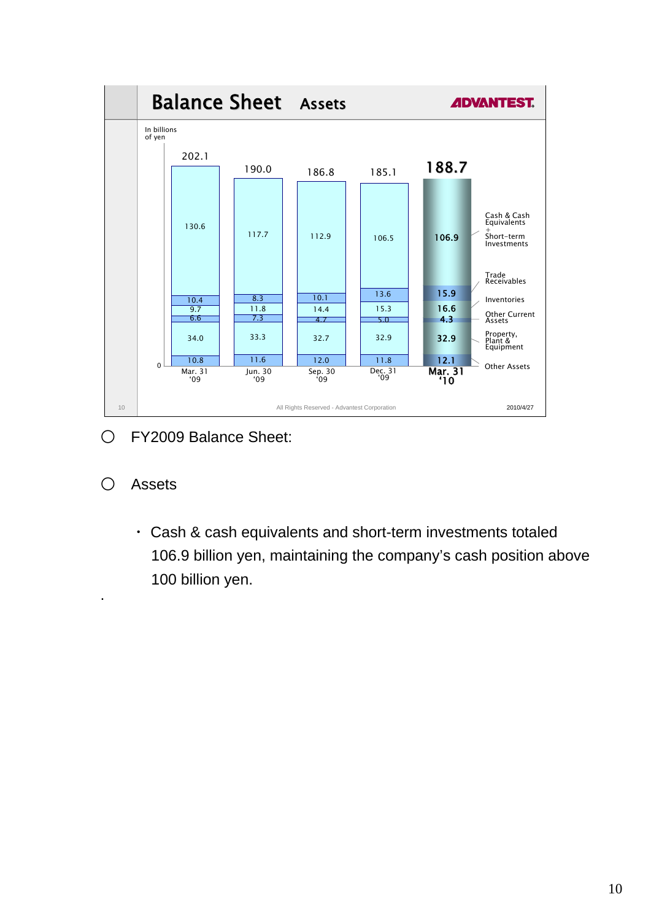## Balance Sheet Assets

ADVANTEST

In billions of yen

| | Mar. 31 '09 | Jun. 30 '09 | Sep. 30 '09 | Dec. 31 '09 | Mar. 31 '10 |
|---|---|---|---|---|---|
| Cash & Cash Equivalents + Short-term Investments | 130.6 | 117.7 | 112.9 | 106.5 | 106.9 |
| Trade Receivables | 10.4 | 8.3 | 10.1 | 13.6 | 15.9 |
| Inventories | 9.7 | 11.8 | 14.4 | 15.3 | 16.6 |
| Other Current Assets | 6.6 | 7.3 | 4.7 | 5.0 | 4.3 |
| Property, Plant & Equipment | 34.0 | 33.3 | 32.7 | 32.9 | 32.9 |
| Other Assets | 10.8 | 11.6 | 12.0 | 11.8 | 12.1 |
| Total | 202.1 | 190.0 | 186.8 | 185.1 | 188.7 |

All Rights Reserved - Advantest Corporation

2010/4/27

○ FY2009 Balance Sheet:

○ Assets

- Cash & cash equivalents and short-term investments totaled 106.9 billion yen, maintaining the company's cash position above 100 billion yen.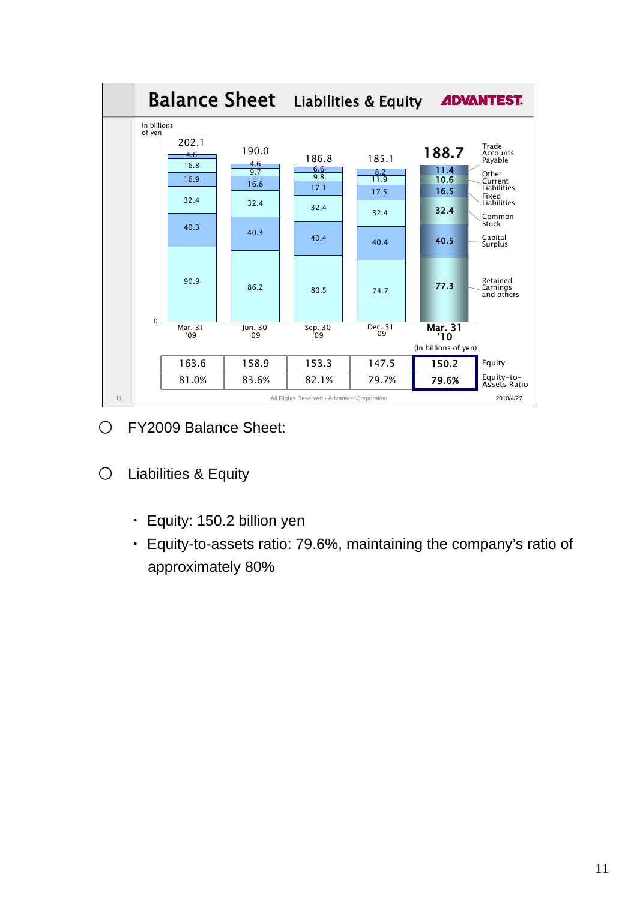## Balance Sheet — Liabilities & Equity

ADVANTEST.

In billions of yen

| Item | Mar. 31 '09 | Jun. 30 '09 | Sep. 30 '09 | Dec. 31 '09 | Mar. 31 '10 |
|---|---|---|---|---|---|
| Total | 202.1 | 190.0 | 186.8 | 185.1 | 188.7 |
| Trade Accounts Payable | 4.8 | 4.6 | 6.6 | 8.2 | 11.4 |
| Other Current Liabilities | 16.8 | 9.7 | 9.8 | 11.9 | 10.6 |
| Fixed Liabilities | 16.9 | 16.8 | 17.1 | 17.5 | 16.5 |
| Common Stock | 32.4 | 32.4 | 32.4 | 32.4 | 32.4 |
| Capital Surplus | 40.3 | 40.3 | 40.4 | 40.4 | 40.5 |
| Retained Earnings and others | 90.9 | 86.2 | 80.5 | 74.7 | 77.3 |

(In billions of yen)

| | Mar. 31 '09 | Jun. 30 '09 | Sep. 30 '09 | Dec. 31 '09 | Mar. 31 '10 |
|---|---|---|---|---|---|
| Equity | 163.6 | 158.9 | 153.3 | 147.5 | 150.2 |
| Equity-to-Assets Ratio | 81.0% | 83.6% | 82.1% | 79.7% | 79.6% |

All Rights Reserved - Advantest Corporation

2010/4/27

- FY2009 Balance Sheet:
- Liabilities & Equity
  - Equity: 150.2 billion yen
  - Equity-to-assets ratio: 79.6%, maintaining the company's ratio of approximately 80%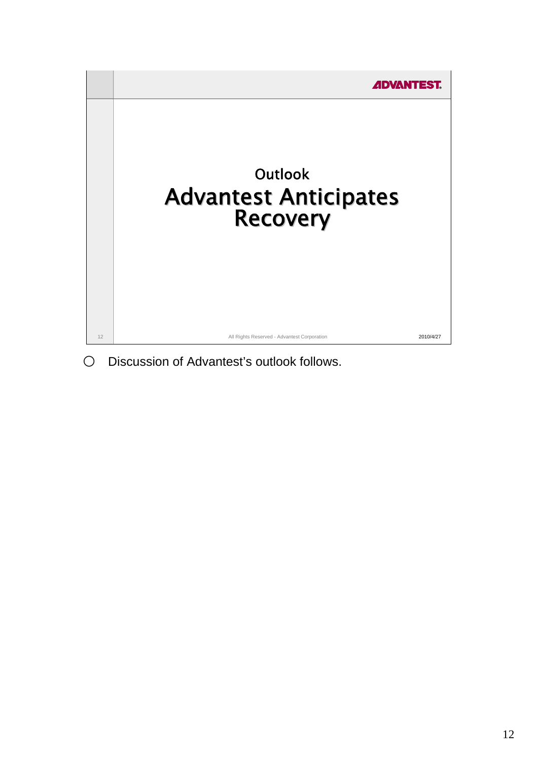ADVANTEST.

## Outlook

# Advantest Anticipates Recovery

All Rights Reserved - Advantest Corporation

2010/4/27

- Discussion of Advantest's outlook follows.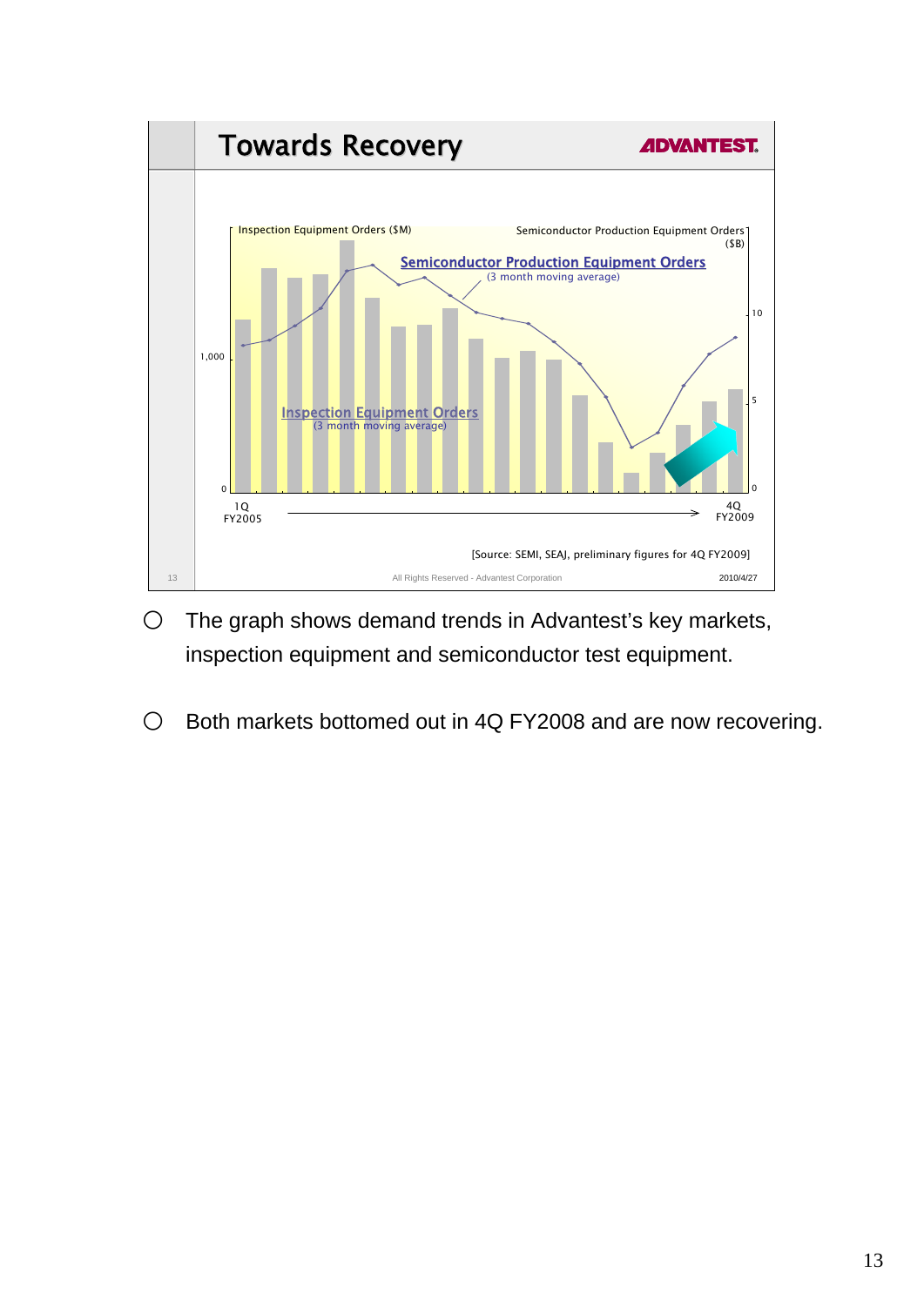## Towards Recovery

ADVANTEST.

Inspection Equipment Orders ($M)

Semiconductor Production Equipment Orders ($B)

**Semiconductor Production Equipment Orders** (3 month moving average)

**Inspection Equipment Orders** (3 month moving average)

1,000

0

10

5

0

1Q FY2005 → 4Q FY2009

[Source: SEMI, SEAJ, preliminary figures for 4Q FY2009]

All Rights Reserved - Advantest Corporation

2010/4/27

- The graph shows demand trends in Advantest's key markets, inspection equipment and semiconductor test equipment.
- Both markets bottomed out in 4Q FY2008 and are now recovering.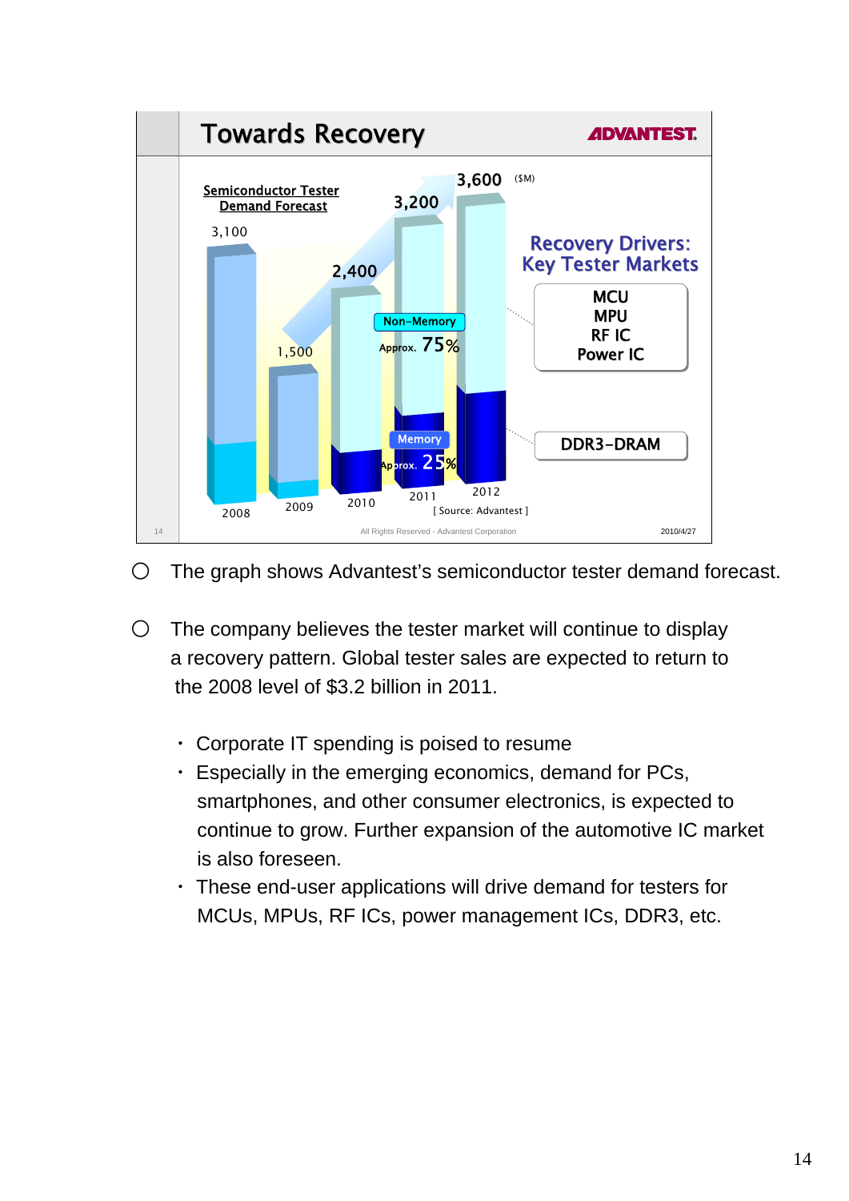## Towards Recovery

**Semiconductor Tester Demand Forecast** ($M)

| Year | Demand ($M) |
|---|---|
| 2008 | 3,100 |
| 2009 | 1,500 |
| 2010 | 2,400 |
| 2011 | 3,200 |
| 2012 | 3,600 |

Non-Memory: Approx. 75%

Memory: Approx. 25%

**Recovery Drivers: Key Tester Markets**

- MCU
- MPU
- RF IC
- Power IC
- DDR3-DRAM

[ Source: Advantest ]

All Rights Reserved - Advantest Corporation

2010/4/27

○ The graph shows Advantest's semiconductor tester demand forecast.

○ The company believes the tester market will continue to display a recovery pattern. Global tester sales are expected to return to the 2008 level of $3.2 billion in 2011.

- Corporate IT spending is poised to resume
- Especially in the emerging economics, demand for PCs, smartphones, and other consumer electronics, is expected to continue to grow. Further expansion of the automotive IC market is also foreseen.
- These end-user applications will drive demand for testers for MCUs, MPUs, RF ICs, power management ICs, DDR3, etc.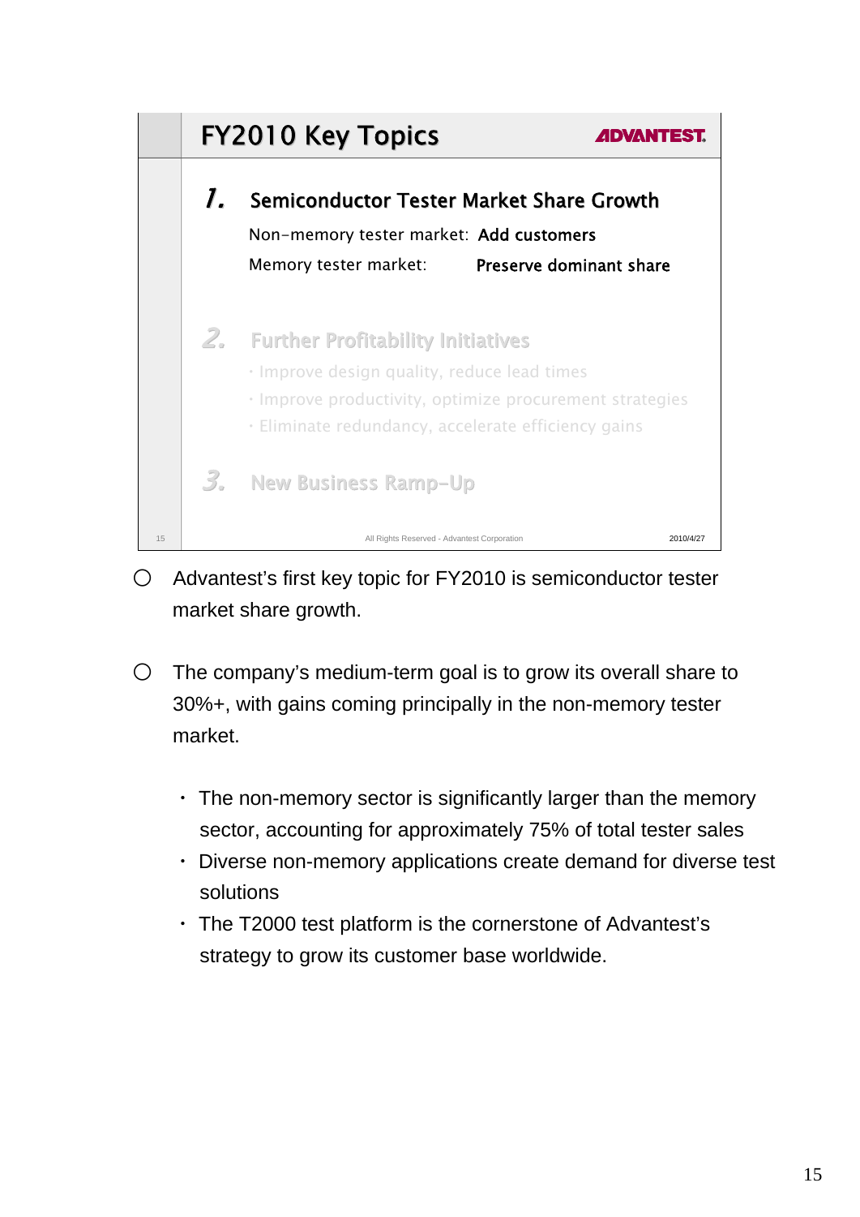## FY2010 Key Topics

ADVANTEST

### 1. Semiconductor Tester Market Share Growth

Non-memory tester market: **Add customers**

Memory tester market: **Preserve dominant share**

### 2. Further Profitability Initiatives

- Improve design quality, reduce lead times
- Improve productivity, optimize procurement strategies
- Eliminate redundancy, accelerate efficiency gains

### 3. New Business Ramp-Up

All Rights Reserved - Advantest Corporation 2010/4/27

- Advantest's first key topic for FY2010 is semiconductor tester market share growth.

- The company's medium-term goal is to grow its overall share to 30%+, with gains coming principally in the non-memory tester market.

  - The non-memory sector is significantly larger than the memory sector, accounting for approximately 75% of total tester sales
  - Diverse non-memory applications create demand for diverse test solutions
  - The T2000 test platform is the cornerstone of Advantest's strategy to grow its customer base worldwide.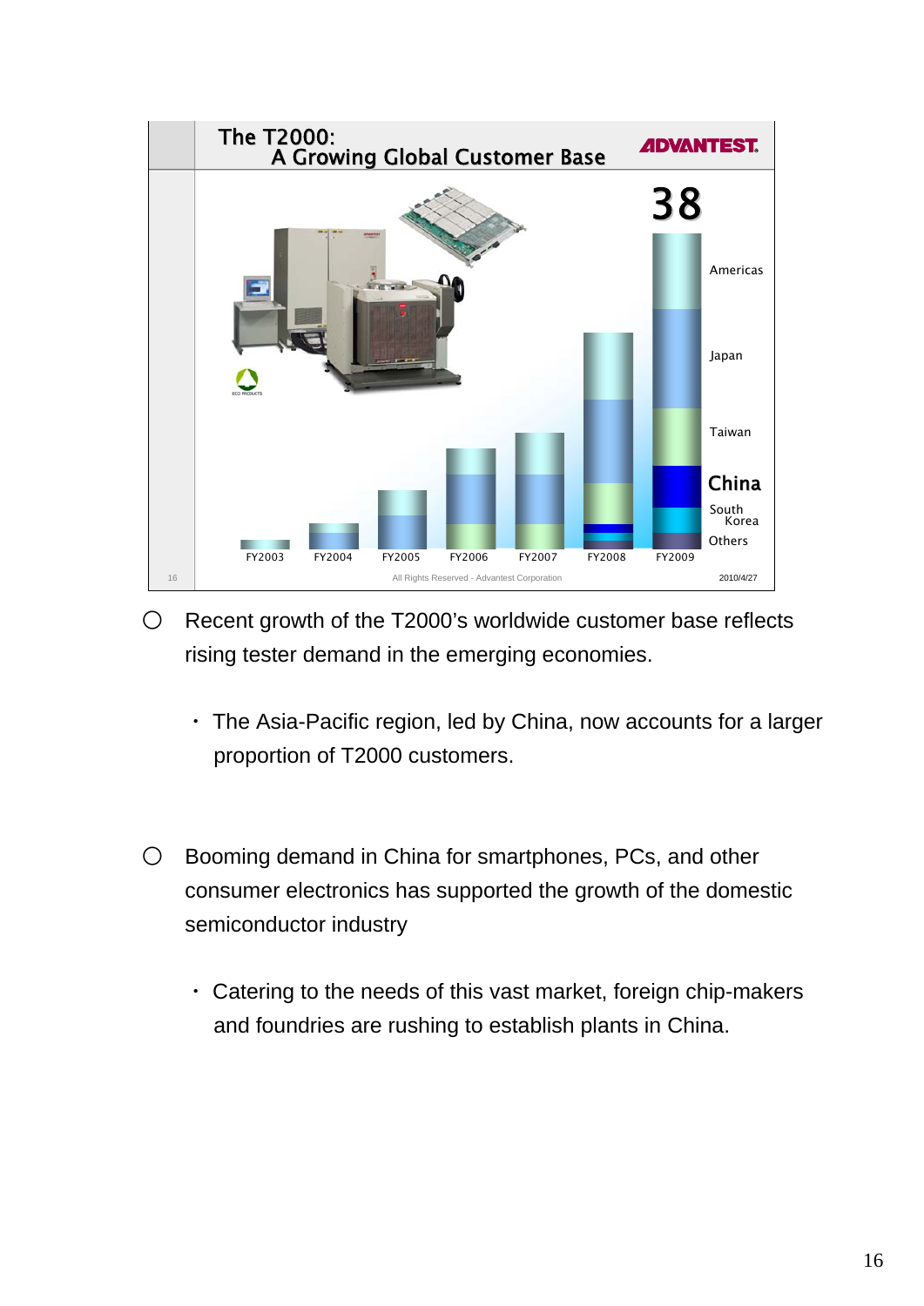## The T2000: A Growing Global Customer Base

ADVANTEST.

38

Americas

Japan

Taiwan

China

South Korea

Others

FY2003 FY2004 FY2005 FY2006 FY2007 FY2008 FY2009

All Rights Reserved - Advantest Corporation

2010/4/27

- Recent growth of the T2000's worldwide customer base reflects rising tester demand in the emerging economies.
  - The Asia-Pacific region, led by China, now accounts for a larger proportion of T2000 customers.

- Booming demand in China for smartphones, PCs, and other consumer electronics has supported the growth of the domestic semiconductor industry
  - Catering to the needs of this vast market, foreign chip-makers and foundries are rushing to establish plants in China.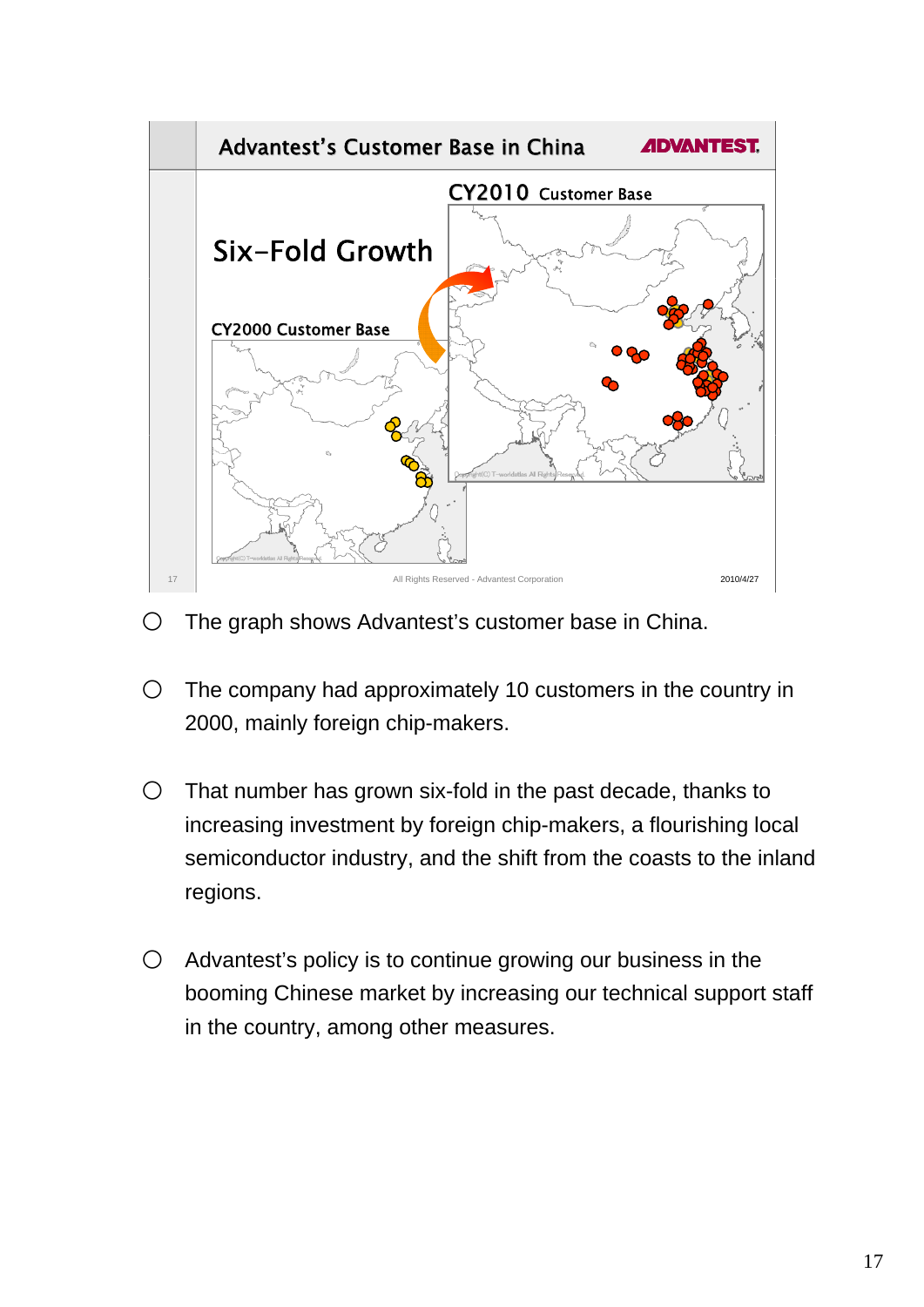## Advantest's Customer Base in China

**Six-Fold Growth**

CY2000 Customer Base

CY2010 Customer Base

- The graph shows Advantest's customer base in China.

- The company had approximately 10 customers in the country in 2000, mainly foreign chip-makers.

- That number has grown six-fold in the past decade, thanks to increasing investment by foreign chip-makers, a flourishing local semiconductor industry, and the shift from the coasts to the inland regions.

- Advantest's policy is to continue growing our business in the booming Chinese market by increasing our technical support staff in the country, among other measures.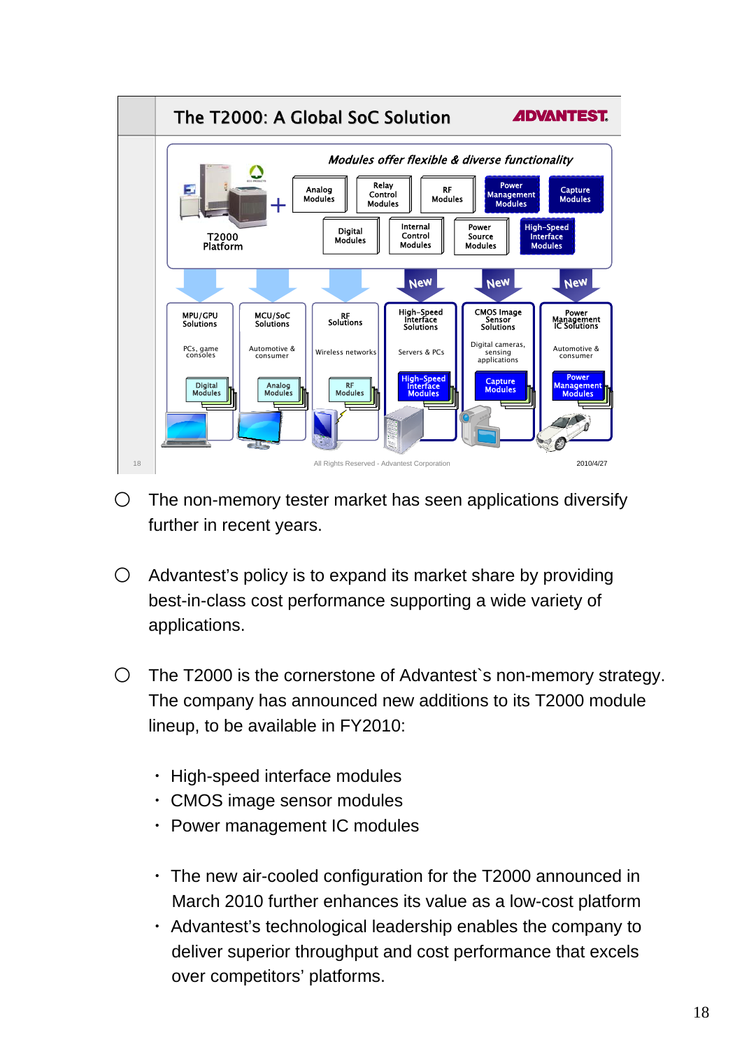## The T2000: A Global SoC Solution

ADVANTEST

*Modules offer flexible & diverse functionality*

T2000 Platform + Analog Modules, Relay Control Modules, RF Modules, Power Management Modules, Capture Modules, Digital Modules, Internal Control Modules, Power Source Modules, High-Speed Interface Modules

| Solutions | Applications | Modules |
|---|---|---|
| MPU/GPU Solutions | PCs, game consoles | Digital Modules |
| MCU/SoC Solutions | Automotive & consumer | Analog Modules |
| RF Solutions | Wireless networks | RF Modules |
| High-Speed Interface Solutions (New) | Servers & PCs | High-Speed Interface Modules |
| CMOS Image Sensor Solutions (New) | Digital cameras, sensing applications | Capture Modules |
| Power Management IC Solutions (New) | Automotive & consumer | Power Management Modules |

All Rights Reserved - Advantest Corporation 2010/4/27

- ○ The non-memory tester market has seen applications diversify further in recent years.

- ○ Advantest's policy is to expand its market share by providing best-in-class cost performance supporting a wide variety of applications.

- ○ The T2000 is the cornerstone of Advantest`s non-memory strategy. The company has announced new additions to its T2000 module lineup, to be available in FY2010:

  - High-speed interface modules
  - CMOS image sensor modules
  - Power management IC modules

  - The new air-cooled configuration for the T2000 announced in March 2010 further enhances its value as a low-cost platform
  - Advantest's technological leadership enables the company to deliver superior throughput and cost performance that excels over competitors' platforms.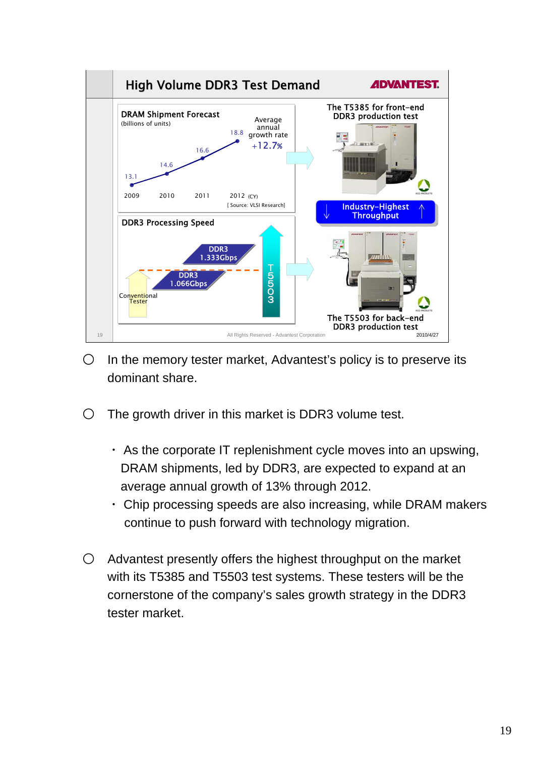## High Volume DDR3 Test Demand

ADVANTEST

**DRAM Shipment Forecast**
(billions of units)

| Year | 2009 | 2010 | 2011 | 2012 (CY) |
|---|---|---|---|---|
| Units | 13.1 | 14.6 | 16.6 | 18.8 |

Average annual growth rate +12.7%

[ Source: VLSI Research]

**DDR3 Processing Speed**

Conventional Tester

DDR3 1.066Gbps

DDR3 1.333Gbps

T5503

The T5385 for front-end DDR3 production test

Industry-Highest Throughput

The T5503 for back-end DDR3 production test

All Rights Reserved - Advantest Corporation

2010/4/27

- In the memory tester market, Advantest's policy is to preserve its dominant share.

- The growth driver in this market is DDR3 volume test.

  - As the corporate IT replenishment cycle moves into an upswing, DRAM shipments, led by DDR3, are expected to expand at an average annual growth of 13% through 2012.
  - Chip processing speeds are also increasing, while DRAM makers continue to push forward with technology migration.

- Advantest presently offers the highest throughput on the market with its T5385 and T5503 test systems. These testers will be the cornerstone of the company's sales growth strategy in the DDR3 tester market.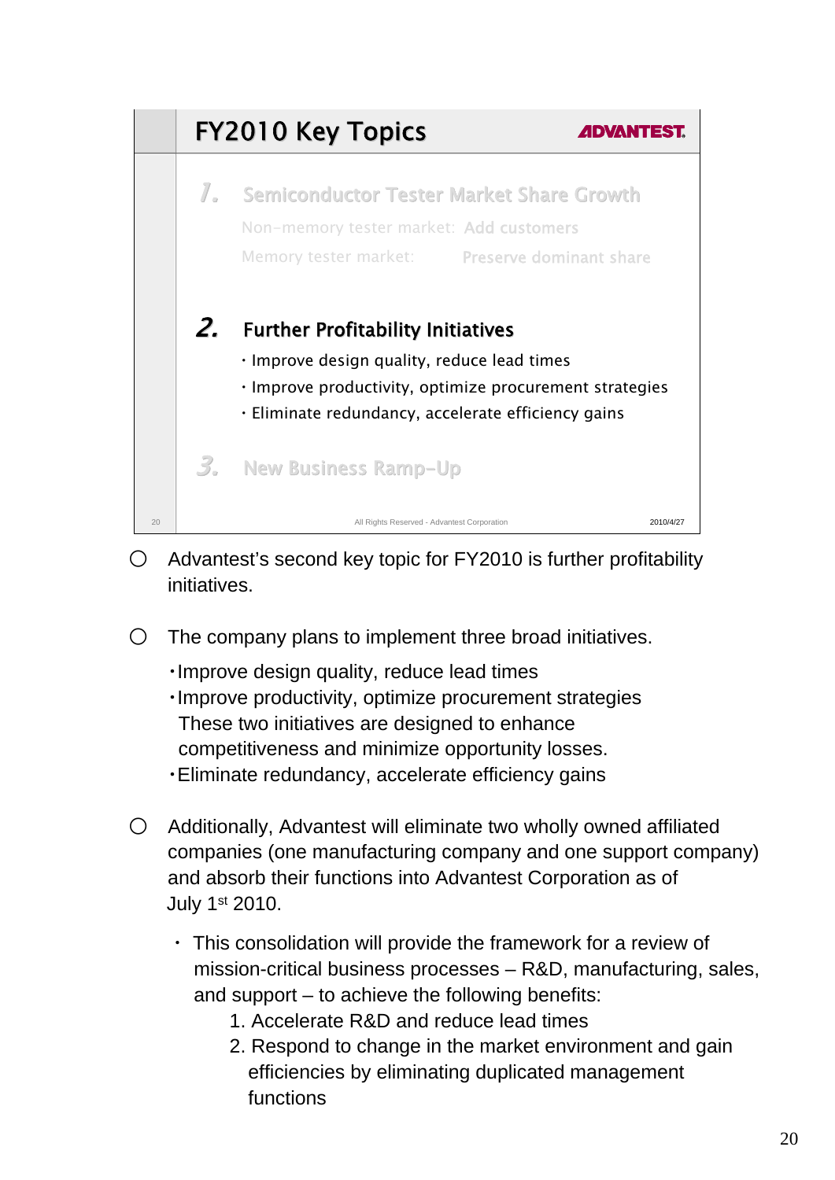## FY2010 Key Topics

ADVANTEST

**1.** Semiconductor Tester Market Share Growth

Non-memory tester market: Add customers

Memory tester market: Preserve dominant share

**2. Further Profitability Initiatives**

- Improve design quality, reduce lead times
- Improve productivity, optimize procurement strategies
- Eliminate redundancy, accelerate efficiency gains

**3.** New Business Ramp-Up

All Rights Reserved - Advantest Corporation 2010/4/27

---

○ Advantest's second key topic for FY2010 is further profitability initiatives.

○ The company plans to implement three broad initiatives.

- Improve design quality, reduce lead times
- Improve productivity, optimize procurement strategies
  These two initiatives are designed to enhance competitiveness and minimize opportunity losses.
- Eliminate redundancy, accelerate efficiency gains

○ Additionally, Advantest will eliminate two wholly owned affiliated companies (one manufacturing company and one support company) and absorb their functions into Advantest Corporation as of July 1st 2010.

- This consolidation will provide the framework for a review of mission-critical business processes – R&D, manufacturing, sales, and support – to achieve the following benefits:
  1. Accelerate R&D and reduce lead times
  2. Respond to change in the market environment and gain efficiencies by eliminating duplicated management functions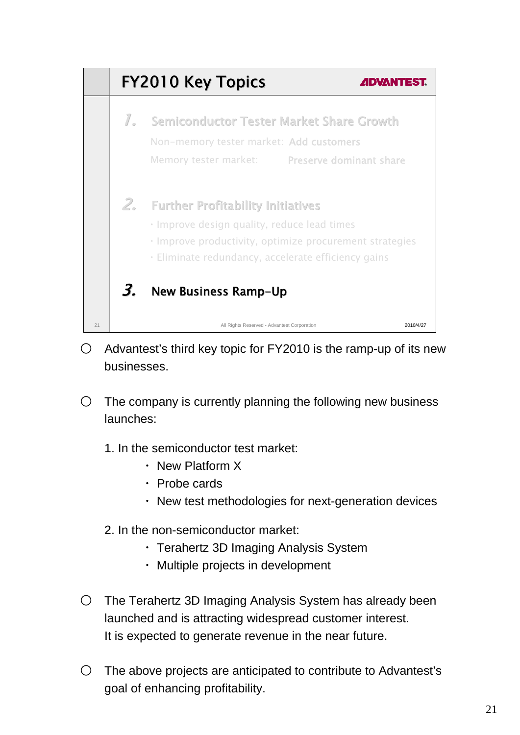## FY2010 Key Topics

ADVANTEST.

1. Semiconductor Tester Market Share Growth

Non-memory tester market: Add customers

Memory tester market: Preserve dominant share

2. Further Profitability Initiatives

- Improve design quality, reduce lead times
- Improve productivity, optimize procurement strategies
- Eliminate redundancy, accelerate efficiency gains

3. **New Business Ramp-Up**

All Rights Reserved - Advantest Corporation 2010/4/27

- Advantest's third key topic for FY2010 is the ramp-up of its new businesses.

- The company is currently planning the following new business launches:

  1. In the semiconductor test market:
     - New Platform X
     - Probe cards
     - New test methodologies for next-generation devices

  2. In the non-semiconductor market:
     - Terahertz 3D Imaging Analysis System
     - Multiple projects in development

- The Terahertz 3D Imaging Analysis System has already been launched and is attracting widespread customer interest. It is expected to generate revenue in the near future.

- The above projects are anticipated to contribute to Advantest's goal of enhancing profitability.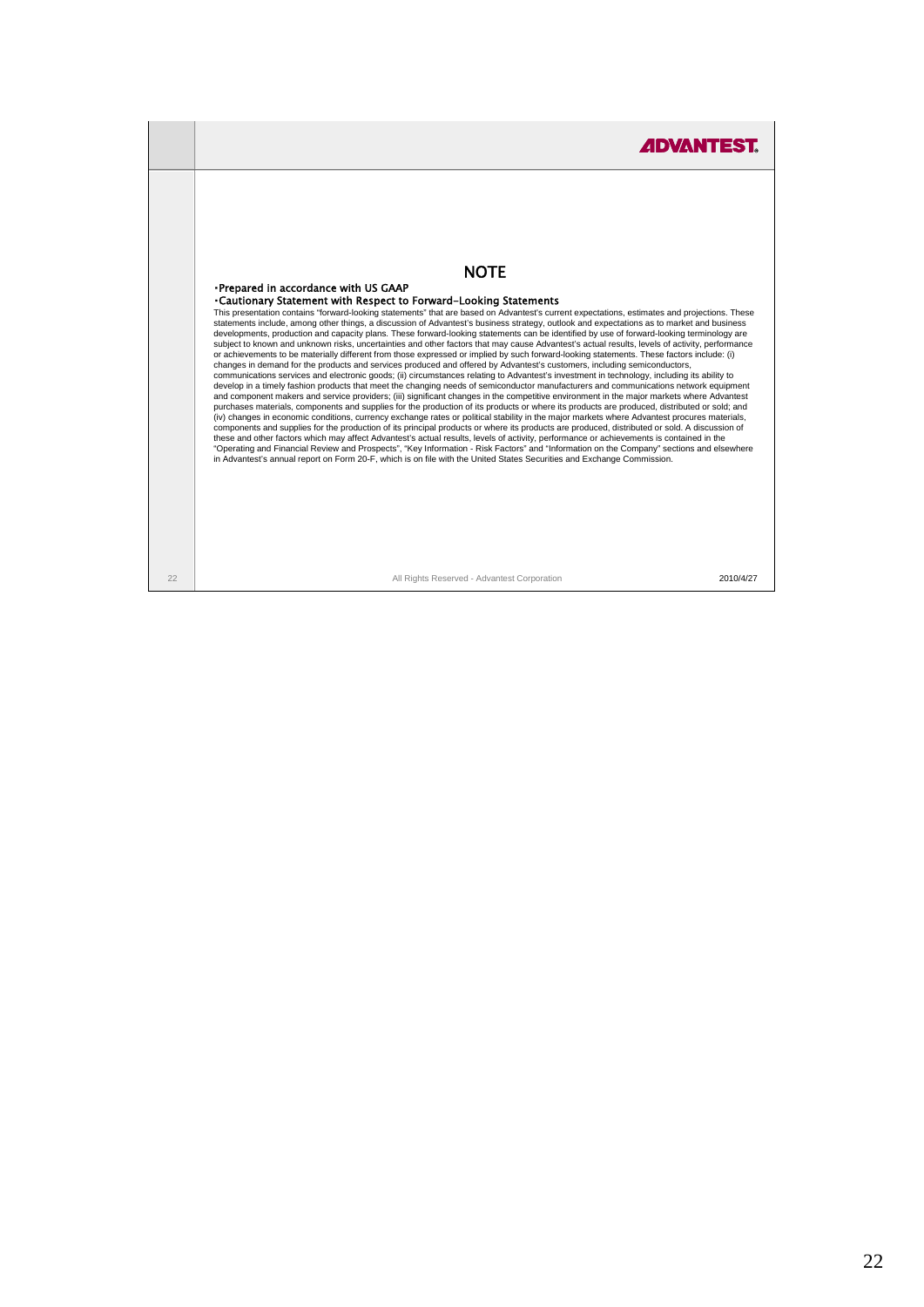# NOTE

**・Prepared in accordance with US GAAP**

**・Cautionary Statement with Respect to Forward-Looking Statements**

This presentation contains "forward-looking statements" that are based on Advantest's current expectations, estimates and projections. These statements include, among other things, a discussion of Advantest's business strategy, outlook and expectations as to market and business developments, production and capacity plans. These forward-looking statements can be identified by use of forward-looking terminology are subject to known and unknown risks, uncertainties and other factors that may cause Advantest's actual results, levels of activity, performance or achievements to be materially different from those expressed or implied by such forward-looking statements. These factors include: (i) changes in demand for the products and services produced and offered by Advantest's customers, including semiconductors, communications services and electronic goods; (ii) circumstances relating to Advantest's investment in technology, including its ability to develop in a timely fashion products that meet the changing needs of semiconductor manufacturers and communications network equipment and component makers and service providers; (iii) significant changes in the competitive environment in the major markets where Advantest purchases materials, components and supplies for the production of its products or where its products are produced, distributed or sold; and (iv) changes in economic conditions, currency exchange rates or political stability in the major markets where Advantest procures materials, components and supplies for the production of its principal products or where its products are produced, distributed or sold. A discussion of these and other factors which may affect Advantest's actual results, levels of activity, performance or achievements is contained in the "Operating and Financial Review and Prospects", "Key Information - Risk Factors" and "Information on the Company" sections and elsewhere in Advantest's annual report on Form 20-F, which is on file with the United States Securities and Exchange Commission.